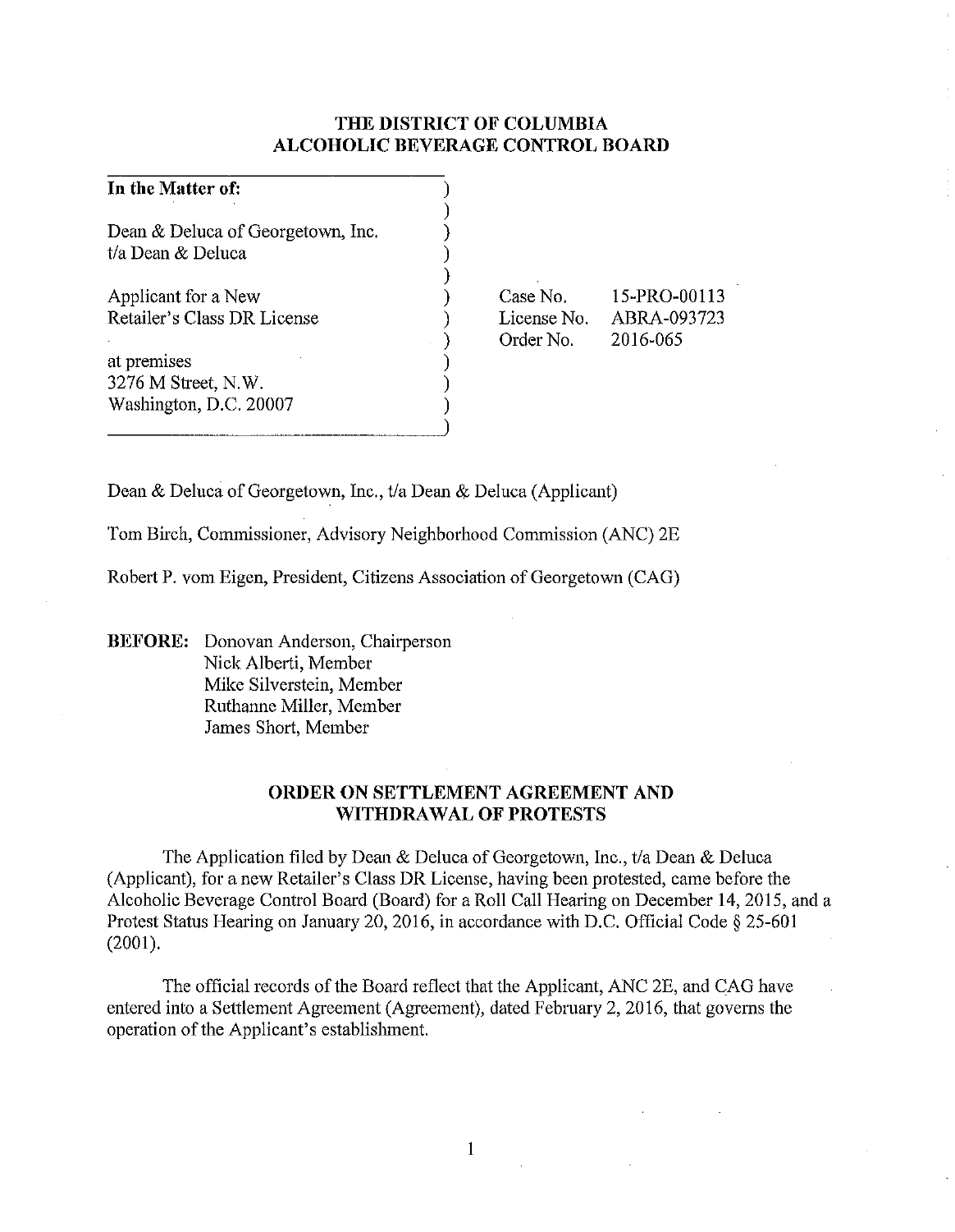# THE DISTRICT OF COLUMBIA
# ALCOHOLIC BEVERAGE CONTROL BOARD

| | |
|---|---|
| **In the Matter of:** | |
| Dean & Deluca of Georgetown, Inc.<br>t/a Dean & Deluca | |
| Applicant for a New<br>Retailer's Class DR License | Case No. 15-PRO-00113<br>License No. ABRA-093723<br>Order No. 2016-065 |
| at premises<br>3276 M Street, N.W.<br>Washington, D.C. 20007 | |

Dean & Deluca of Georgetown, Inc., t/a Dean & Deluca (Applicant)

Tom Birch, Commissioner, Advisory Neighborhood Commission (ANC) 2E

Robert P. vom Eigen, President, Citizens Association of Georgetown (CAG)

**BEFORE:** Donovan Anderson, Chairperson
Nick Alberti, Member
Mike Silverstein, Member
Ruthanne Miller, Member
James Short, Member

## ORDER ON SETTLEMENT AGREEMENT AND WITHDRAWAL OF PROTESTS

The Application filed by Dean & Deluca of Georgetown, Inc., t/a Dean & Deluca (Applicant), for a new Retailer's Class DR License, having been protested, came before the Alcoholic Beverage Control Board (Board) for a Roll Call Hearing on December 14, 2015, and a Protest Status Hearing on January 20, 2016, in accordance with D.C. Official Code § 25-601 (2001).

The official records of the Board reflect that the Applicant, ANC 2E, and CAG have entered into a Settlement Agreement (Agreement), dated February 2, 2016, that governs the operation of the Applicant's establishment.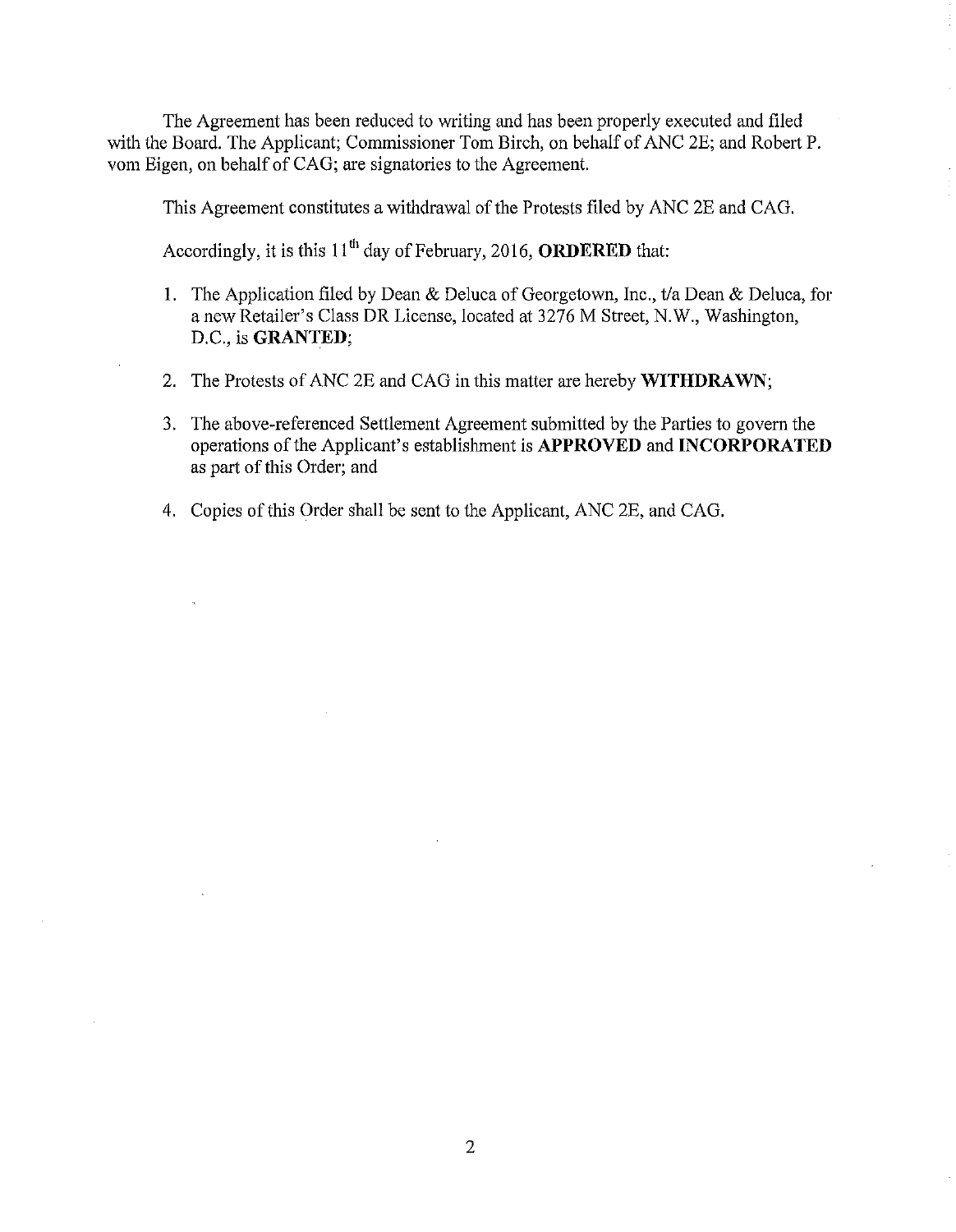The Agreement has been reduced to writing and has been properly executed and filed with the Board. The Applicant; Commissioner Tom Birch, on behalf of ANC 2E; and Robert P. vom Eigen, on behalf of CAG; are signatories to the Agreement.

This Agreement constitutes a withdrawal of the Protests filed by ANC 2E and CAG.

Accordingly, it is this 11th day of February, 2016, **ORDERED** that:

1. The Application filed by Dean & Deluca of Georgetown, Inc., t/a Dean & Deluca, for a new Retailer's Class DR License, located at 3276 M Street, N.W., Washington, D.C., is **GRANTED**;

2. The Protests of ANC 2E and CAG in this matter are hereby **WITHDRAWN**;

3. The above-referenced Settlement Agreement submitted by the Parties to govern the operations of the Applicant's establishment is **APPROVED** and **INCORPORATED** as part of this Order; and

4. Copies of this Order shall be sent to the Applicant, ANC 2E, and CAG.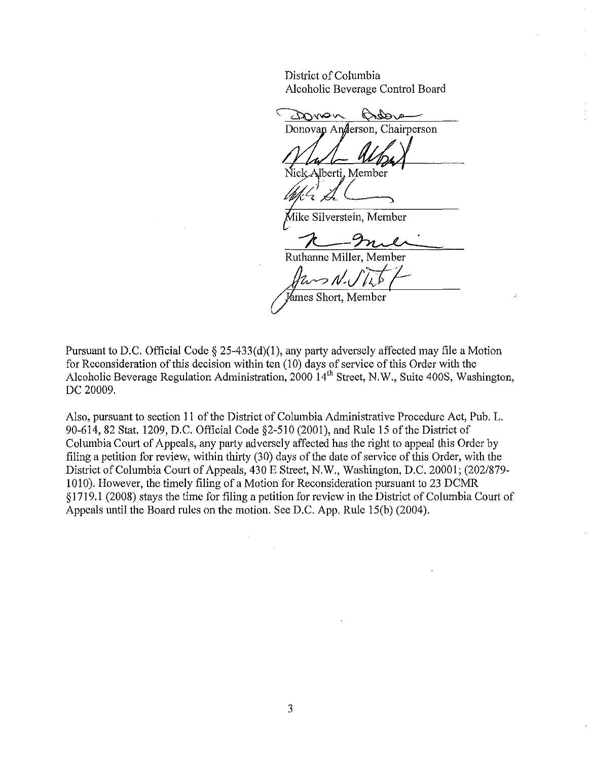District of Columbia
Alcoholic Beverage Control Board

Donovan Anderson, Chairperson

Nick Alberti, Member

Mike Silverstein, Member

Ruthanne Miller, Member

James Short, Member

Pursuant to D.C. Official Code § 25-433(d)(1), any party adversely affected may file a Motion for Reconsideration of this decision within ten (10) days of service of this Order with the Alcoholic Beverage Regulation Administration, 2000 14th Street, N.W., Suite 400S, Washington, DC 20009.

Also, pursuant to section 11 of the District of Columbia Administrative Procedure Act, Pub. L. 90-614, 82 Stat. 1209, D.C. Official Code §2-510 (2001), and Rule 15 of the District of Columbia Court of Appeals, any party adversely affected has the right to appeal this Order by filing a petition for review, within thirty (30) days of the date of service of this Order, with the District of Columbia Court of Appeals, 430 E Street, N.W., Washington, D.C. 20001; (202/879-1010). However, the timely filing of a Motion for Reconsideration pursuant to 23 DCMR §1719.1 (2008) stays the time for filing a petition for review in the District of Columbia Court of Appeals until the Board rules on the motion. See D.C. App. Rule 15(b) (2004).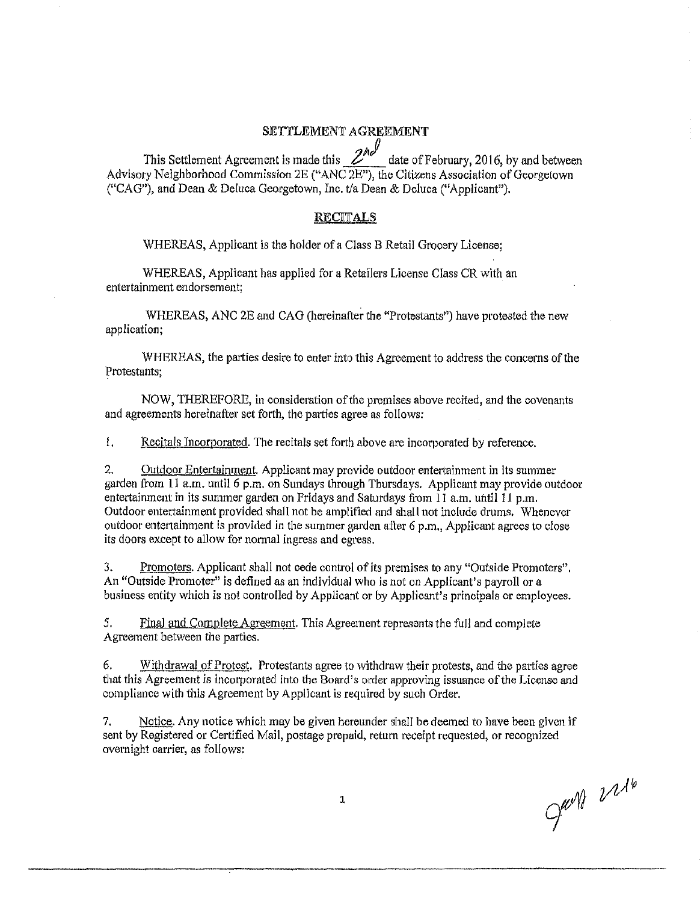## SETTLEMENT AGREEMENT

This Settlement Agreement is made this 2nd date of February, 2016, by and between Advisory Neighborhood Commission 2E ("ANC 2E"), the Citizens Association of Georgetown ("CAG"), and Dean & Deluca Georgetown, Inc. t/a Dean & Deluca ("Applicant").

### RECITALS

WHEREAS, Applicant is the holder of a Class B Retail Grocery License;

WHEREAS, Applicant has applied for a Retailers License Class CR with an entertainment endorsement;

WHEREAS, ANC 2E and CAG (hereinafter the "Protestants") have protested the new application;

WHEREAS, the parties desire to enter into this Agreement to address the concerns of the Protestants;

NOW, THEREFORE, in consideration of the premises above recited, and the covenants and agreements hereinafter set forth, the parties agree as follows:

1. Recitals Incorporated. The recitals set forth above are incorporated by reference.

2. Outdoor Entertainment. Applicant may provide outdoor entertainment in its summer garden from 11 a.m. until 6 p.m. on Sundays through Thursdays. Applicant may provide outdoor entertainment in its summer garden on Fridays and Saturdays from 11 a.m. until 11 p.m. Outdoor entertainment provided shall not be amplified and shall not include drums. Whenever outdoor entertainment is provided in the summer garden after 6 p.m., Applicant agrees to close its doors except to allow for normal ingress and egress.

3. Promoters. Applicant shall not cede control of its premises to any "Outside Promoters". An "Outside Promoter" is defined as an individual who is not on Applicant's payroll or a business entity which is not controlled by Applicant or by Applicant's principals or employees.

5. Final and Complete Agreement. This Agreement represents the full and complete Agreement between the parties.

6. Withdrawal of Protest. Protestants agree to withdraw their protests, and the parties agree that this Agreement is incorporated into the Board's order approving issuance of the License and compliance with this Agreement by Applicant is required by such Order.

7. Notice. Any notice which may be given hereunder shall be deemed to have been given if sent by Registered or Certified Mail, postage prepaid, return receipt requested, or recognized overnight carrier, as follows:

gm 2216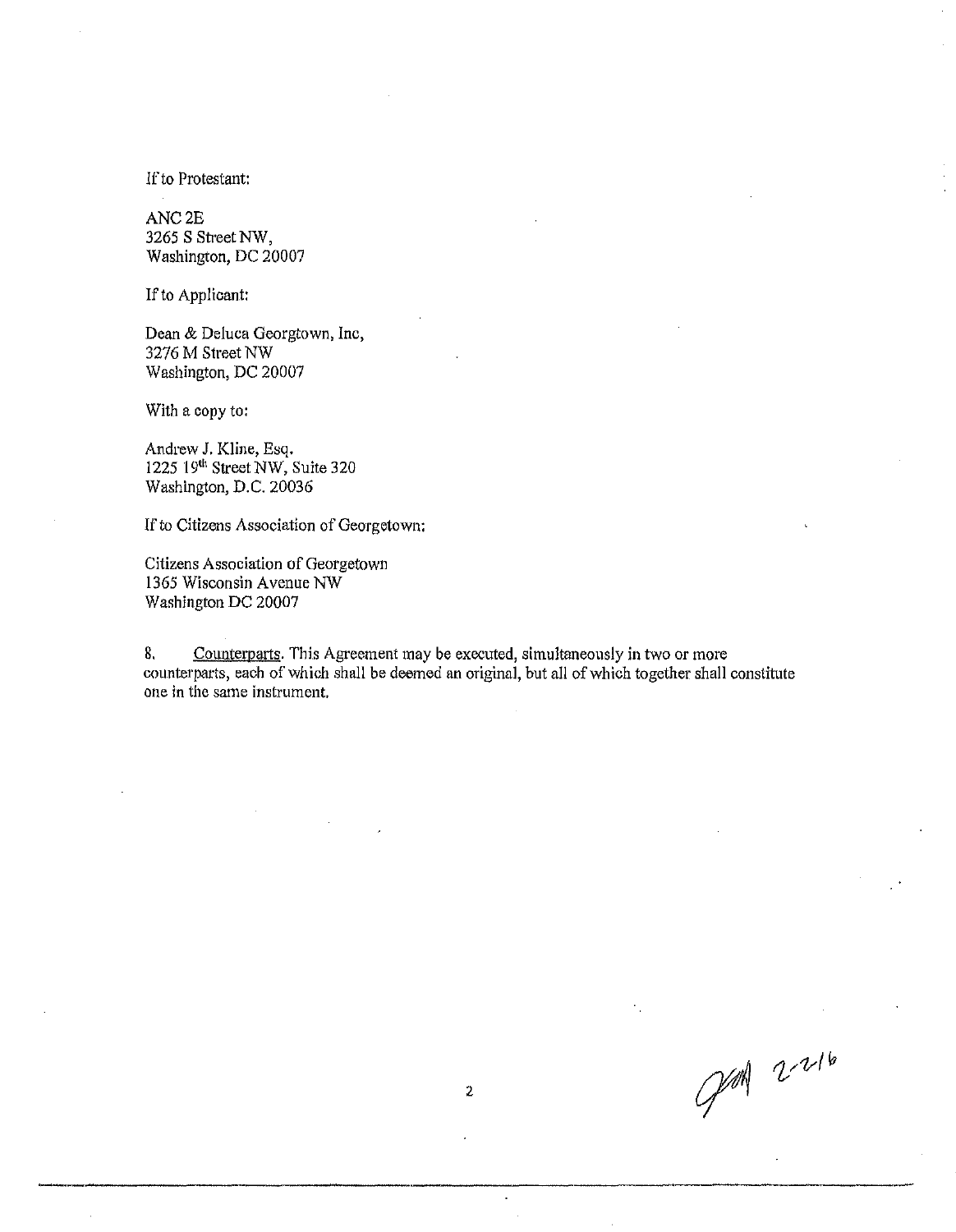If to Protestant:

ANC 2E
3265 S Street NW,
Washington, DC 20007

If to Applicant:

Dean & Deluca Georgtown, Inc,
3276 M Street NW
Washington, DC 20007

With a copy to:

Andrew J. Kline, Esq.
1225 19th Street NW, Suite 320
Washington, D.C. 20036

If to Citizens Association of Georgetown:

Citizens Association of Georgetown
1365 Wisconsin Avenue NW
Washington DC 20007

8. Counterparts. This Agreement may be executed, simultaneously in two or more counterparts, each of which shall be deemed an original, but all of which together shall constitute one in the same instrument.

GM 2-2-16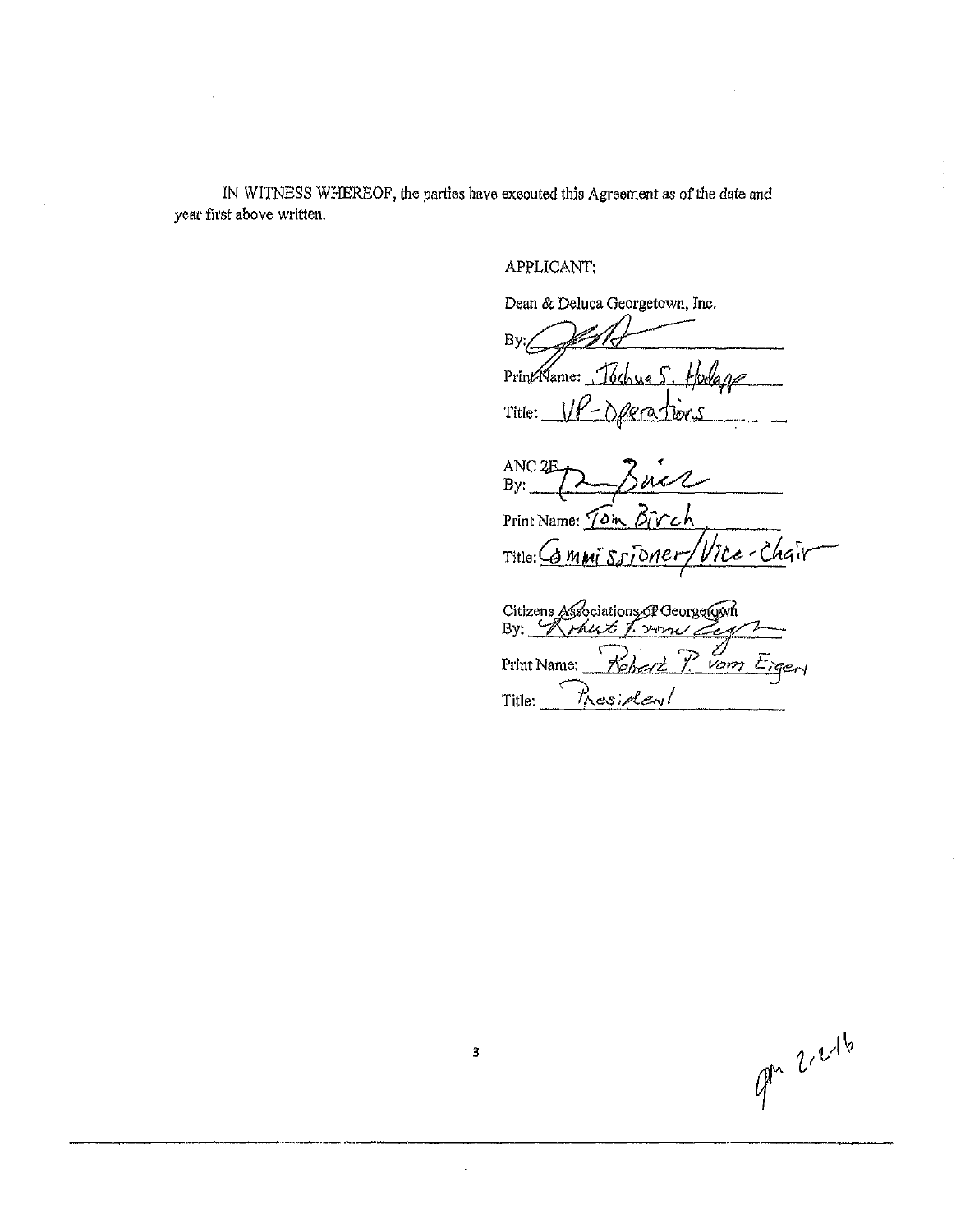IN WITNESS WHEREOF, the parties have executed this Agreement as of the date and year first above written.

APPLICANT:

Dean & Deluca Georgetown, Inc.

By: ______________________

Print Name: Joshua S. Hodapp

Title: VP-Operations

ANC 2E

By: ______________________

Print Name: Tom Birch

Title: Commissioner/Vice-Chair

Citizens Associations of Georgetown

By: Robert P. vom Eigen

Print Name: Robert P. vom Eigen

Title: President

gm 2-2-16